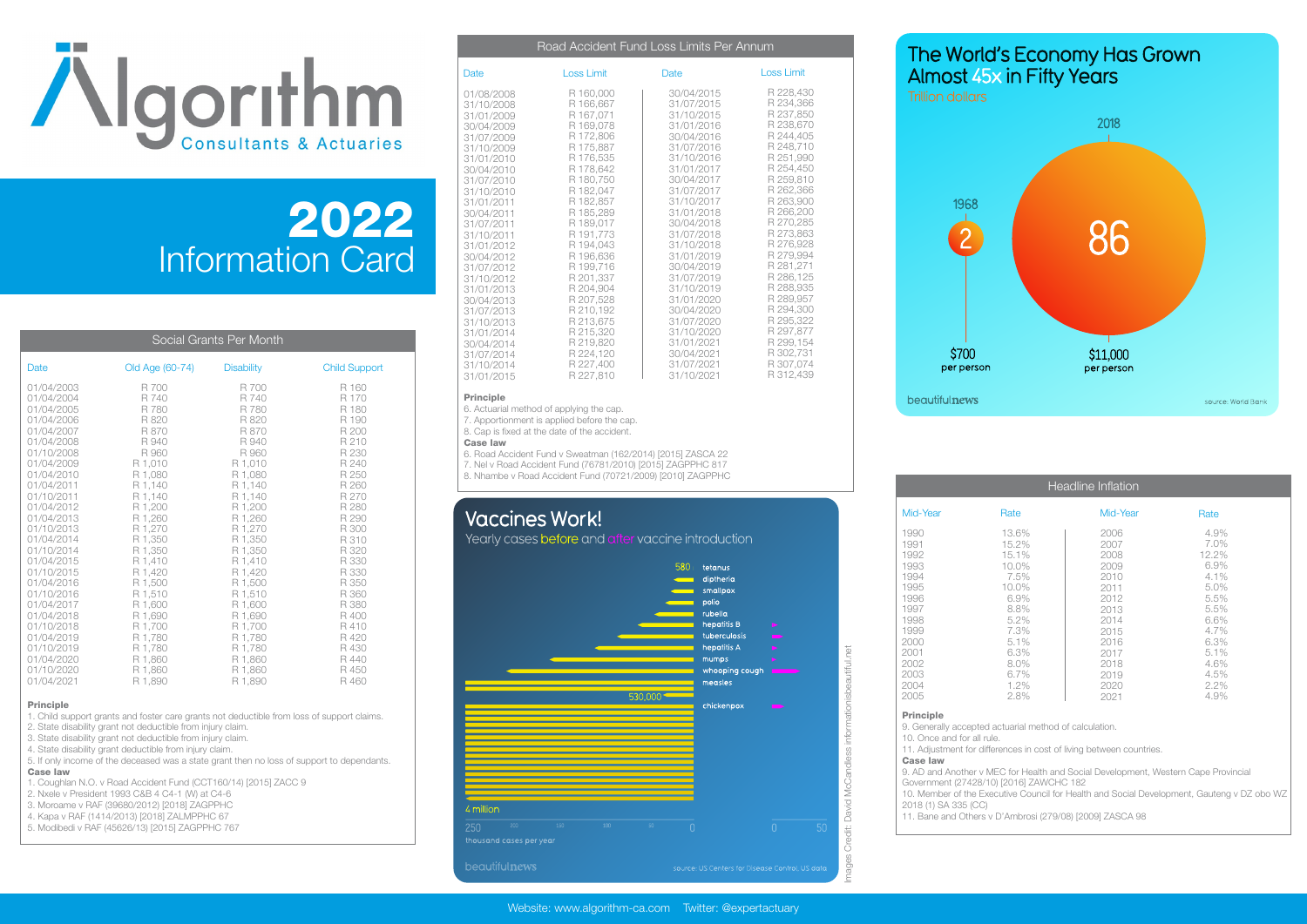# Algorithm Consultants & Actuaries

# 2022 Information Card

## Social Grants Per Month

| Date | Old Age (60-74) | Disability | Child Support |
|---|---|---|---|
| 01/04/2003 | R 700 | R 700 | R 160 |
| 01/04/2004 | R 740 | R 740 | R 170 |
| 01/04/2005 | R 780 | R 780 | R 180 |
| 01/04/2006 | R 820 | R 820 | R 190 |
| 01/04/2007 | R 870 | R 870 | R 200 |
| 01/04/2008 | R 940 | R 940 | R 210 |
| 01/10/2008 | R 960 | R 960 | R 230 |
| 01/04/2009 | R 1,010 | R 1,010 | R 240 |
| 01/04/2010 | R 1,080 | R 1,080 | R 250 |
| 01/04/2011 | R 1,140 | R 1,140 | R 260 |
| 01/10/2011 | R 1,140 | R 1,140 | R 270 |
| 01/04/2012 | R 1,200 | R 1,200 | R 280 |
| 01/04/2013 | R 1,260 | R 1,260 | R 290 |
| 01/10/2013 | R 1,270 | R 1,270 | R 300 |
| 01/04/2014 | R 1,350 | R 1,350 | R 310 |
| 01/10/2014 | R 1,350 | R 1,350 | R 320 |
| 01/04/2015 | R 1,410 | R 1,410 | R 330 |
| 01/10/2015 | R 1,420 | R 1,420 | R 330 |
| 01/04/2016 | R 1,500 | R 1,500 | R 350 |
| 01/10/2016 | R 1,510 | R 1,510 | R 360 |
| 01/04/2017 | R 1,600 | R 1,600 | R 380 |
| 01/04/2018 | R 1,690 | R 1,690 | R 400 |
| 01/10/2018 | R 1,700 | R 1,700 | R 410 |
| 01/04/2019 | R 1,780 | R 1,780 | R 420 |
| 01/10/2019 | R 1,780 | R 1,780 | R 430 |
| 01/04/2020 | R 1,860 | R 1,860 | R 440 |
| 01/10/2020 | R 1,860 | R 1,860 | R 450 |
| 01/04/2021 | R 1,890 | R 1,890 | R 460 |

**Principle**

1. Child support grants and foster care grants not deductible from loss of support claims.
2. State disability grant not deductible from injury claim.
3. State disability grant not deductible from injury claim.
4. State disability grant deductible from injury claim.
5. If only income of the deceased was a state grant then no loss of support to dependants.

**Case law**

1. Coughlan N.O. v Road Accident Fund (CCT160/14) [2015] ZACC 9
2. Nxele v President 1993 C&B 4 C4-1 (W) at C4-6
3. Moroame v RAF (39680/2012) [2018] ZAGPPHC
4. Kapa v RAF (1414/2013) [2018] ZALMPPHC 67
5. Modibedi v RAF (45626/13) [2015] ZAGPPHC 767

## Road Accident Fund Loss Limits Per Annum

| Date | Loss Limit | Date | Loss Limit |
|---|---|---|---|
| 01/08/2008 | R 160,000 | 30/04/2015 | R 228,430 |
| 31/10/2008 | R 166,667 | 31/07/2015 | R 234,366 |
| 31/01/2009 | R 167,071 | 31/10/2015 | R 237,850 |
| 30/04/2009 | R 169,078 | 31/01/2016 | R 238,670 |
| 31/07/2009 | R 172,806 | 30/04/2016 | R 244,405 |
| 31/10/2009 | R 175,887 | 31/07/2016 | R 248,710 |
| 31/01/2010 | R 176,535 | 31/10/2016 | R 251,990 |
| 30/04/2010 | R 178,642 | 31/01/2017 | R 254,450 |
| 31/07/2010 | R 180,750 | 30/04/2017 | R 259,810 |
| 31/10/2010 | R 182,047 | 31/07/2017 | R 262,366 |
| 31/01/2011 | R 182,857 | 31/10/2017 | R 263,900 |
| 30/04/2011 | R 185,289 | 31/01/2018 | R 266,200 |
| 31/07/2011 | R 189,017 | 30/04/2018 | R 270,285 |
| 31/10/2011 | R 191,773 | 31/07/2018 | R 273,863 |
| 31/01/2012 | R 194,043 | 31/10/2018 | R 276,928 |
| 30/04/2012 | R 196,636 | 31/01/2019 | R 279,994 |
| 31/07/2012 | R 199,716 | 30/04/2019 | R 281,271 |
| 31/10/2012 | R 201,337 | 31/07/2019 | R 286,125 |
| 31/01/2013 | R 204,904 | 31/10/2019 | R 288,935 |
| 30/04/2013 | R 207,528 | 31/01/2020 | R 289,957 |
| 31/07/2013 | R 210,192 | 30/04/2020 | R 294,300 |
| 31/10/2013 | R 213,675 | 31/07/2020 | R 295,322 |
| 31/01/2014 | R 215,320 | 31/10/2020 | R 297,877 |
| 30/04/2014 | R 219,820 | 31/01/2021 | R 299,154 |
| 31/07/2014 | R 224,120 | 30/04/2021 | R 302,731 |
| 31/10/2014 | R 227,400 | 31/07/2021 | R 307,074 |
| 31/01/2015 | R 227,810 | 31/10/2021 | R 312,439 |

**Principle**

6. Actuarial method of applying the cap.
7. Apportionment is applied before the cap.
8. Cap is fixed at the date of the accident.

**Case law**

6. Road Accident Fund v Sweatman (162/2014) [2015] ZASCA 22
7. Nel v Road Accident Fund (76781/2010) [2015] ZAGPPHC 817
8. Nhlambe v Road Accident Fund (70721/2009) [2010] ZAGPPHC

## Vaccines Work!

Yearly cases before and after vaccine introduction

580

tetanus
diptheria
smallpox
polio
rubella
hepatitis B
tuberculosis
hepatitis A
mumps
whooping cough
measles
chickenpox

530,000

4 million

250 200 150 100 50 0 0 50

thousand cases per year

beautifulnews

source: US Centers for Disease Control, US data

## The World's Economy Has Grown Almost 45x in Fifty Years

Trillion dollars

1968
2
$700 per person

2018
86
$11,000 per person

beautifulnews

source: World Bank

Images Credit: David McCandless informationisbeautiful.net

## Headline Inflation

| Mid-Year | Rate | Mid-Year | Rate |
|---|---|---|---|
| 1990 | 13.6% | 2006 | 4.9% |
| 1991 | 15.2% | 2007 | 7.0% |
| 1992 | 15.1% | 2008 | 12.2% |
| 1993 | 10.0% | 2009 | 6.9% |
| 1994 | 7.5% | 2010 | 4.1% |
| 1995 | 10.0% | 2011 | 5.0% |
| 1996 | 6.9% | 2012 | 5.5% |
| 1997 | 8.8% | 2013 | 5.5% |
| 1998 | 5.2% | 2014 | 6.6% |
| 1999 | 7.3% | 2015 | 4.7% |
| 2000 | 5.1% | 2016 | 6.3% |
| 2001 | 6.3% | 2017 | 5.1% |
| 2002 | 8.0% | 2018 | 4.6% |
| 2003 | 6.7% | 2019 | 4.5% |
| 2004 | 1.2% | 2020 | 2.2% |
| 2005 | 2.8% | 2021 | 4.9% |

**Principle**

9. Generally accepted actuarial method of calculation.
10. Once and for all rule.
11. Adjustment for differences in cost of living between countries.

**Case law**

9. AD and Another v MEC for Health and Social Development, Western Cape Provincial Government (27428/10) [2016] ZAWCHC 182
10. Member of the Executive Council for Health and Social Development, Gauteng v DZ obo WZ 2018 (1) SA 335 (CC)
11. Bane and Others v D'Ambrosi (279/08) [2009] ZASCA 98

Website: www.algorithm-ca.com Twitter: @expertactuary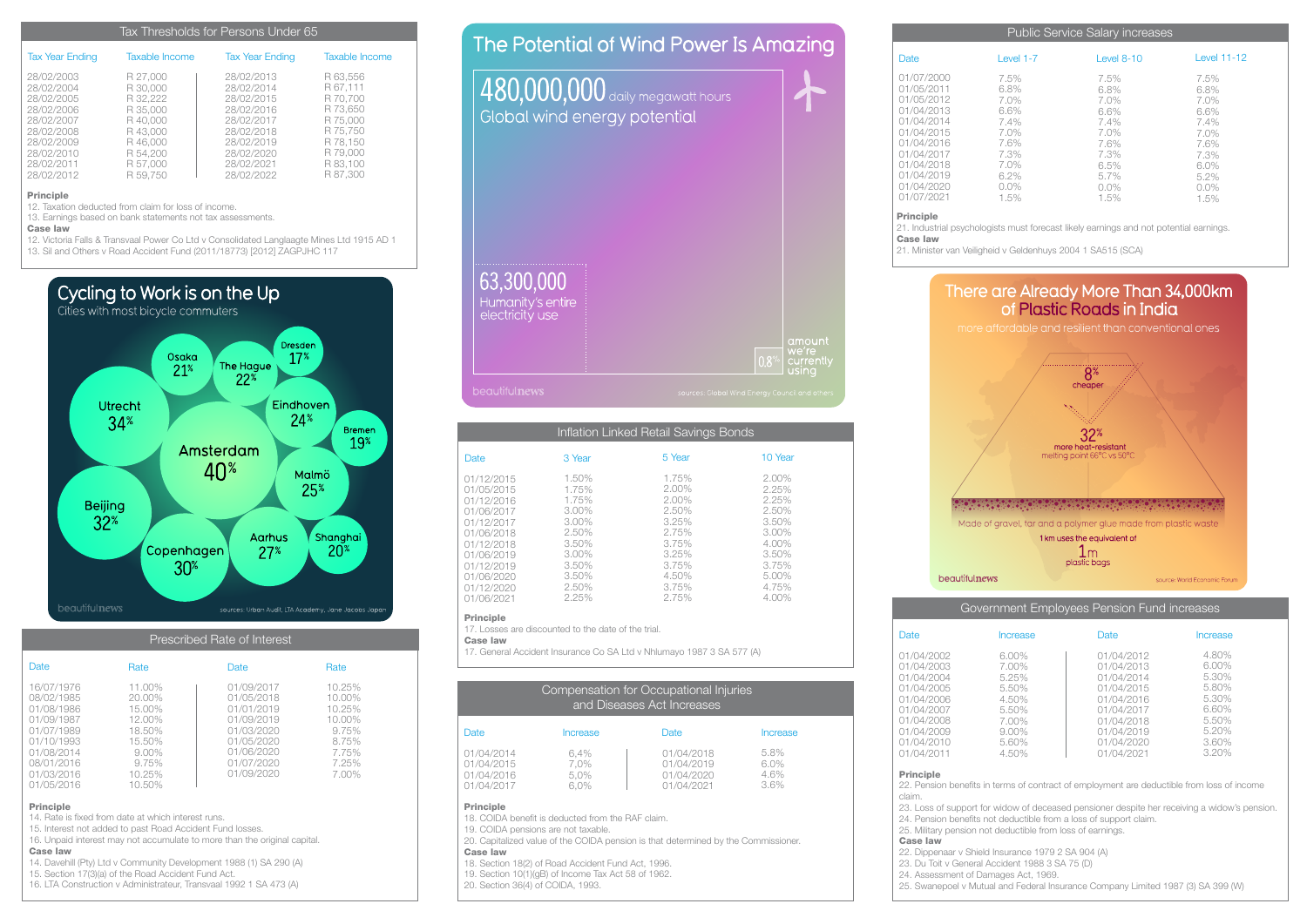## Tax Thresholds for Persons Under 65

| Tax Year Ending | Taxable Income | Tax Year Ending | Taxable Income |
|---|---|---|---|
| 28/02/2003 | R 27,000 | 28/02/2013 | R 63,556 |
| 28/02/2004 | R 30,000 | 28/02/2014 | R 67,111 |
| 28/02/2005 | R 32,222 | 28/02/2015 | R 70,700 |
| 28/02/2006 | R 35,000 | 28/02/2016 | R 73,650 |
| 28/02/2007 | R 40,000 | 28/02/2017 | R 75,000 |
| 28/02/2008 | R 43,000 | 28/02/2018 | R 75,750 |
| 28/02/2009 | R 46,000 | 28/02/2019 | R 78,150 |
| 28/02/2010 | R 54,200 | 28/02/2020 | R 79,000 |
| 28/02/2011 | R 57,000 | 28/02/2021 | R 83,100 |
| 28/02/2012 | R 59,750 | 28/02/2022 | R 87,300 |

**Principle**

12. Taxation deducted from claim for loss of income.
13. Earnings based on bank statements not tax assessments.

**Case law**

12. Victoria Falls & Transvaal Power Co Ltd v Consolidated Langlaagte Mines Ltd 1915 AD 1
13. Sil and Others v Road Accident Fund (2011/18773) [2012] ZAGPJHC 117

## Cycling to Work is on the Up

Cities with most bicycle commuters

Osaka 21%
The Hague 22%
Dresden 17%
Utrecht 34%
Eindhoven 24%
Bremen 19%
Amsterdam 40%
Malmö 25%
Beijing 32%
Aarhus 27%
Shanghai 20%
Copenhagen 30%

beautifulnews

sources: Urban Audit, LTA Academy, Jane Jacobs Japan

## Prescribed Rate of Interest

| Date | Rate | Date | Rate |
|---|---|---|---|
| 16/07/1976 | 11.00% | 01/09/2017 | 10.25% |
| 08/02/1985 | 20.00% | 01/05/2018 | 10.00% |
| 01/08/1986 | 15.00% | 01/01/2019 | 10.25% |
| 01/09/1987 | 12.00% | 01/09/2019 | 10.00% |
| 01/07/1989 | 18.50% | 01/03/2020 | 9.75% |
| 01/10/1993 | 15.50% | 01/05/2020 | 8.75% |
| 01/08/2014 | 9.00% | 01/06/2020 | 7.75% |
| 08/01/2016 | 9.75% | 01/07/2020 | 7.25% |
| 01/03/2016 | 10.25% | 01/09/2020 | 7.00% |
| 01/05/2016 | 10.50% | | |

**Principle**

14. Rate is fixed from date at which interest runs.
15. Interest not added to past Road Accident Fund losses.
16. Unpaid interest may not accumulate to more than the original capital.

**Case law**

14. Davehill (Pty) Ltd v Community Development 1988 (1) SA 290 (A)
15. Section 17(3)(a) of the Road Accident Fund Act.
16. LTA Construction v Administrateur, Transvaal 1992 1 SA 473 (A)

## The Potential of Wind Power Is Amazing

480,000,000 daily megawatt hours
Global wind energy potential

63,300,000
Humanity's entire electricity use

0.8% amount we're currently using

beautifulnews

sources: Global Wind Energy Council and others

## Inflation Linked Retail Savings Bonds

| Date | 3 Year | 5 Year | 10 Year |
|---|---|---|---|
| 01/12/2015 | 1.50% | 1.75% | 2.00% |
| 01/05/2015 | 1.75% | 2.00% | 2.25% |
| 01/12/2016 | 1.75% | 2.00% | 2.25% |
| 01/06/2017 | 3.00% | 2.50% | 2.50% |
| 01/12/2017 | 3.00% | 3.25% | 3.50% |
| 01/06/2018 | 2.50% | 2.75% | 3.00% |
| 01/12/2018 | 3.50% | 3.75% | 4.00% |
| 01/06/2019 | 3.00% | 3.25% | 3.50% |
| 01/12/2019 | 3.50% | 3.75% | 3.75% |
| 01/06/2020 | 3.50% | 4.50% | 5.00% |
| 01/12/2020 | 2.50% | 3.75% | 4.75% |
| 01/06/2021 | 2.25% | 2.75% | 4.00% |

**Principle**

17. Losses are discounted to the date of the trial.

**Case law**

17. General Accident Insurance Co SA Ltd v Nhlumayo 1987 3 SA 577 (A)

## Compensation for Occupational Injuries and Diseases Act Increases

| Date | Increase | Date | Increase |
|---|---|---|---|
| 01/04/2014 | 6,4% | 01/04/2018 | 5.8% |
| 01/04/2015 | 7,0% | 01/04/2019 | 6.0% |
| 01/04/2016 | 5,0% | 01/04/2020 | 4.6% |
| 01/04/2017 | 6,0% | 01/04/2021 | 3.6% |

**Principle**

18. COIDA benefit is deducted from the RAF claim.
19. COIDA pensions are not taxable.
20. Capitalized value of the COIDA pension is that determined by the Commissioner.

**Case law**

18. Section 18(2) of Road Accident Fund Act, 1996.
19. Section 10(1)(gB) of Income Tax Act 58 of 1962.
20. Section 36(4) of COIDA, 1993.

## Public Service Salary increases

| Date | Level 1-7 | Level 8-10 | Level 11-12 |
|---|---|---|---|
| 01/07/2000 | 7.5% | 7.5% | 7.5% |
| 01/05/2011 | 6.8% | 6.8% | 6.8% |
| 01/05/2012 | 7.0% | 7.0% | 7.0% |
| 01/04/2013 | 6.6% | 6.6% | 6.6% |
| 01/04/2014 | 7.4% | 7.4% | 7.4% |
| 01/04/2015 | 7.0% | 7.0% | 7.0% |
| 01/04/2016 | 7.6% | 7.6% | 7.6% |
| 01/04/2017 | 7.3% | 7.3% | 7.3% |
| 01/04/2018 | 7.0% | 6.5% | 6.0% |
| 01/04/2019 | 6.2% | 5.7% | 5.2% |
| 01/04/2020 | 0.0% | 0.0% | 0.0% |
| 01/07/2021 | 1.5% | 1.5% | 1.5% |

**Principle**

21. Industrial psychologists must forecast likely earnings and not potential earnings.

**Case law**

21. Minister van Veiligheid v Geldenhuys 2004 1 SA515 (SCA)

## There are Already More Than 34,000km of Plastic Roads in India

more affordable and resilient than conventional ones

8% cheaper

32% more heat-resistant
melting point 66°C vs 50°C

Made of gravel, tar and a polymer glue made from plastic waste

1 km uses the equivalent of
1m plastic bags

beautifulnews

source: World Economic Forum

## Government Employees Pension Fund increases

| Date | Increase | Date | Increase |
|---|---|---|---|
| 01/04/2002 | 6.00% | 01/04/2012 | 4.80% |
| 01/04/2003 | 7.00% | 01/04/2013 | 6.00% |
| 01/04/2004 | 5.25% | 01/04/2014 | 5.30% |
| 01/04/2005 | 5.50% | 01/04/2015 | 5.80% |
| 01/04/2006 | 4.50% | 01/04/2016 | 5.30% |
| 01/04/2007 | 5.50% | 01/04/2017 | 6.60% |
| 01/04/2008 | 7.00% | 01/04/2018 | 5.50% |
| 01/04/2009 | 9.00% | 01/04/2019 | 5.20% |
| 01/04/2010 | 5.60% | 01/04/2020 | 3.60% |
| 01/04/2011 | 4.50% | 01/04/2021 | 3.20% |

**Principle**

22. Pension benefits in terms of contract of employment are deductible from loss of income claim.
23. Loss of support for widow of deceased pensioner despite her receiving a widow's pension.
24. Pension benefits not deductible from a loss of support claim.
25. Military pension not deductible from loss of earnings.

**Case law**

22. Dippenaar v Shield Insurance 1979 2 SA 904 (A)
23. Du Toit v General Accident 1988 3 SA 75 (D)
24. Assessment of Damages Act, 1969.
25. Swanepoel v Mutual and Federal Insurance Company Limited 1987 (3) SA 399 (W)